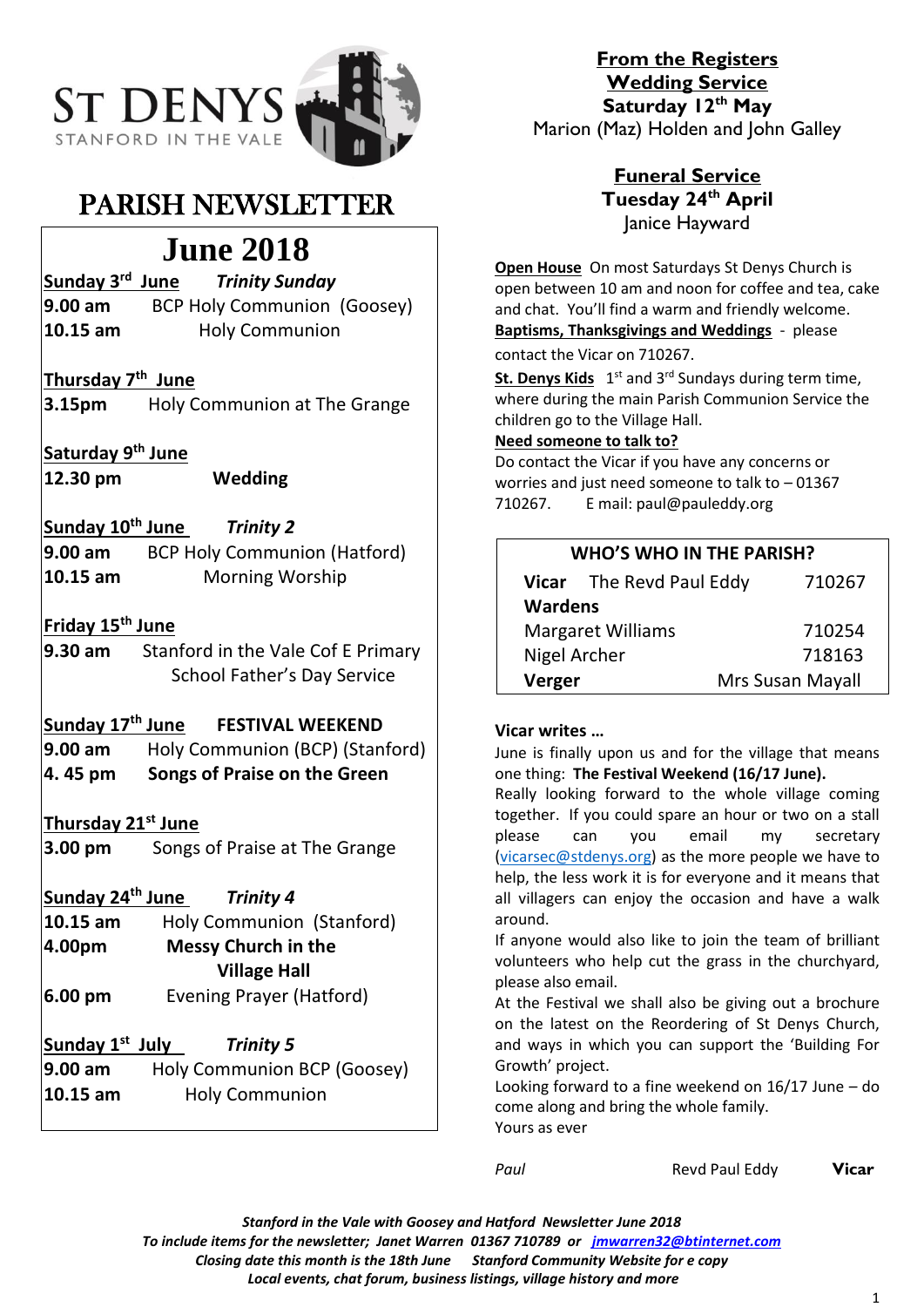# ST DENYS
STANFORD IN THE VALE

# PARISH NEWSLETTER

## June 2018

**Sunday 3rd June** ***Trinity Sunday***
**9.00 am** BCP Holy Communion (Goosey)
**10.15 am** Holy Communion

**Thursday 7th June**
**3.15pm** Holy Communion at The Grange

**Saturday 9th June**
**12.30 pm** **Wedding**

**Sunday 10th June** ***Trinity 2***
**9.00 am** BCP Holy Communion (Hatford)
**10.15 am** Morning Worship

**Friday 15th June**
**9.30 am** Stanford in the Vale Cof E Primary School Father's Day Service

**Sunday 17th June** **FESTIVAL WEEKEND**
**9.00 am** Holy Communion (BCP) (Stanford)
**4. 45 pm** **Songs of Praise on the Green**

**Thursday 21st June**
**3.00 pm** Songs of Praise at The Grange

**Sunday 24th June** ***Trinity 4***
**10.15 am** Holy Communion (Stanford)
**4.00pm** **Messy Church in the Village Hall**
**6.00 pm** Evening Prayer (Hatford)

**Sunday 1st July** ***Trinity 5***
**9.00 am** Holy Communion BCP (Goosey)
**10.15 am** Holy Communion

## From the Registers

### Wedding Service
**Saturday 12th May**
Marion (Maz) Holden and John Galley

### Funeral Service
**Tuesday 24th April**
Janice Hayward

**Open House** On most Saturdays St Denys Church is open between 10 am and noon for coffee and tea, cake and chat. You'll find a warm and friendly welcome.

**Baptisms, Thanksgivings and Weddings** - please contact the Vicar on 710267.

**St. Denys Kids** 1st and 3rd Sundays during term time, where during the main Parish Communion Service the children go to the Village Hall.

**Need someone to talk to?**
Do contact the Vicar if you have any concerns or worries and just need someone to talk to – 01367 710267. E mail: paul@pauleddy.org

| WHO'S WHO IN THE PARISH? | |
|---|---|
| **Vicar** The Revd Paul Eddy | 710267 |
| **Wardens** | |
| Margaret Williams | 710254 |
| Nigel Archer | 718163 |
| **Verger** | Mrs Susan Mayall |

**Vicar writes …**

June is finally upon us and for the village that means one thing: **The Festival Weekend (16/17 June).**

Really looking forward to the whole village coming together. If you could spare an hour or two on a stall please can you email my secretary (vicarsec@stdenys.org) as the more people we have to help, the less work it is for everyone and it means that all villagers can enjoy the occasion and have a walk around.

If anyone would also like to join the team of brilliant volunteers who help cut the grass in the churchyard, please also email.

At the Festival we shall also be giving out a brochure on the latest on the Reordering of St Denys Church, and ways in which you can support the 'Building For Growth' project.

Looking forward to a fine weekend on 16/17 June – do come along and bring the whole family.

Yours as ever

*Paul* Revd Paul Eddy **Vicar**

*Stanford in the Vale with Goosey and Hatford Newsletter June 2018*
*To include items for the newsletter; Janet Warren 01367 710789 or jmwarren32@btinternet.com*
*Closing date this month is the 18th June Stanford Community Website for e copy*
*Local events, chat forum, business listings, village history and more*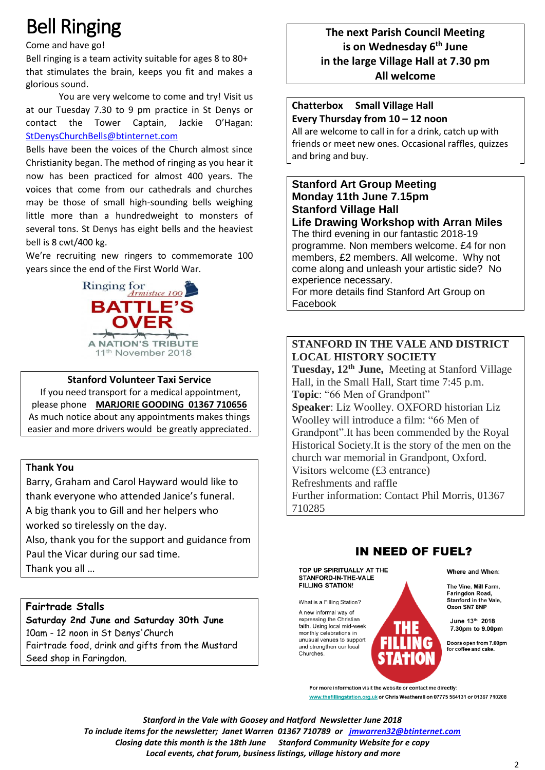# Bell Ringing

Come and have go!

Bell ringing is a team activity suitable for ages 8 to 80+ that stimulates the brain, keeps you fit and makes a glorious sound.

You are very welcome to come and try! Visit us at our Tuesday 7.30 to 9 pm practice in St Denys or contact the Tower Captain, Jackie O'Hagan: StDenysChurchBells@btinternet.com

Bells have been the voices of the Church almost since Christianity began. The method of ringing as you hear it now has been practiced for almost 400 years. The voices that come from our cathedrals and churches may be those of small high-sounding bells weighing little more than a hundredweight to monsters of several tons. St Denys has eight bells and the heaviest bell is 8 cwt/400 kg.

We're recruiting new ringers to commemorate 100 years since the end of the First World War.

Ringing for *Armistice 100*

**BATTLE'S OVER**

A NATION'S TRIBUTE

11th November 2018

**Stanford Volunteer Taxi Service**

If you need transport for a medical appointment, please phone **MARJORIE GOODING 01367 710656**

As much notice about any appointments makes things easier and more drivers would be greatly appreciated.

**Thank You**

Barry, Graham and Carol Hayward would like to thank everyone who attended Janice's funeral.

A big thank you to Gill and her helpers who worked so tirelessly on the day.

Also, thank you for the support and guidance from Paul the Vicar during our sad time.

Thank you all …

**Fairtrade Stalls**

**Saturday 2nd June and Saturday 30th June**

10am - 12 noon in St Denys' Church

Fairtrade food, drink and gifts from the Mustard Seed shop in Faringdon.

**The next Parish Council Meeting is on Wednesday 6th June in the large Village Hall at 7.30 pm All welcome**

**Chatterbox Small Village Hall**

**Every Thursday from 10 – 12 noon**

All are welcome to call in for a drink, catch up with friends or meet new ones. Occasional raffles, quizzes and bring and buy.

**Stanford Art Group Meeting**
**Monday 11th June 7.15pm**
**Stanford Village Hall**
**Life Drawing Workshop with Arran Miles**

The third evening in our fantastic 2018-19 programme. Non members welcome. £4 for non members, £2 members. All welcome. Why not come along and unleash your artistic side? No experience necessary.

For more details find Stanford Art Group on Facebook

**STANFORD IN THE VALE AND DISTRICT LOCAL HISTORY SOCIETY**

**Tuesday, 12th June,** Meeting at Stanford Village Hall, in the Small Hall, Start time 7:45 p.m.

**Topic**: "66 Men of Grandpont"

**Speaker**: Liz Woolley. OXFORD historian Liz Woolley will introduce a film: "66 Men of Grandpont".It has been commended by the Royal Historical Society.It is the story of the men on the church war memorial in Grandpont, Oxford.

Visitors welcome (£3 entrance)

Refreshments and raffle

Further information: Contact Phil Morris, 01367 710285

## IN NEED OF FUEL?

TOP UP SPIRITUALLY AT THE STANFORD-IN-THE-VALE FILLING STATION!

What is a Filling Station?

A new informal way of expressing the Christian faith. Using local mid-week monthly celebrations in unusual venues to support and strengthen our local Churches.

**THE FILLING STATION**

Where and When:

The Vine, Mill Farm, Faringdon Road, Stanford in the Vale, Oxon SN7 8NP

June 13th 2018
7.30pm to 9.00pm

Doors open from 7.00pm for coffee and cake.

For more information visit the website or contact me directly: www.thefillingstation.org.uk or Chris Weatherall on 07775 564131 or 01367 710208

*Stanford in the Vale with Goosey and Hatford Newsletter June 2018*
*To include items for the newsletter; Janet Warren 01367 710789 or jmwarren32@btinternet.com*
*Closing date this month is the 18th June Stanford Community Website for e copy*
*Local events, chat forum, business listings, village history and more*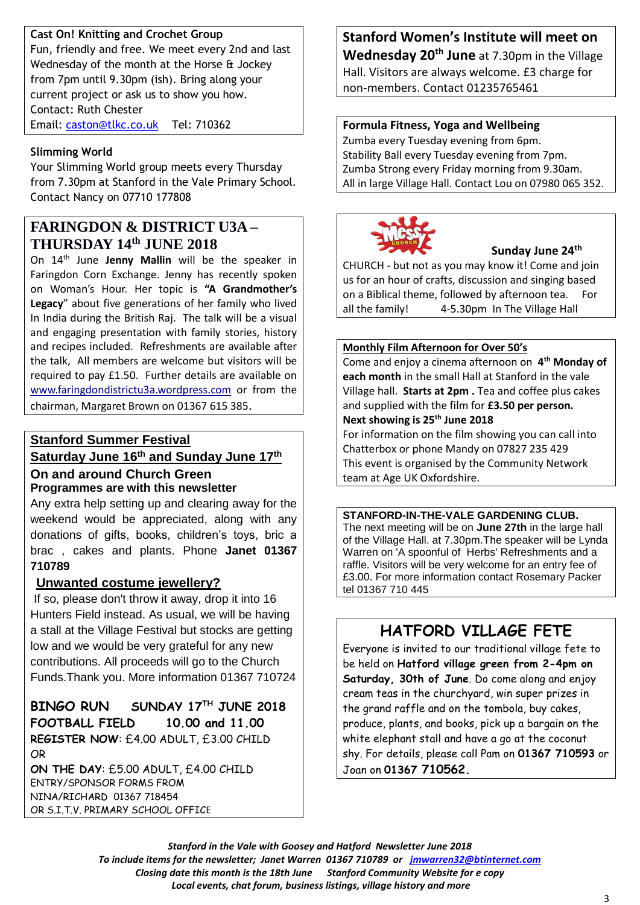## Cast On! Knitting and Crochet Group

Fun, friendly and free. We meet every 2nd and last Wednesday of the month at the Horse & Jockey from 7pm until 9.30pm (ish). Bring along your current project or ask us to show you how.
Contact: Ruth Chester
Email: caston@tlkc.co.uk Tel: 710362

## Slimming World

Your Slimming World group meets every Thursday from 7.30pm at Stanford in the Vale Primary School. Contact Nancy on 07710 177808

## FARINGDON & DISTRICT U3A – THURSDAY 14th JUNE 2018

On 14th June **Jenny Mallin** will be the speaker in Faringdon Corn Exchange. Jenny has recently spoken on Woman's Hour. Her topic is **"A Grandmother's Legacy**" about five generations of her family who lived In India during the British Raj. The talk will be a visual and engaging presentation with family stories, history and recipes included. Refreshments are available after the talk, All members are welcome but visitors will be required to pay £1.50. Further details are available on www.faringdondistrictu3a.wordpress.com or from the chairman, Margaret Brown on 01367 615 385.

## Stanford Summer Festival
### Saturday June 16th and Sunday June 17th

**On and around Church Green**
**Programmes are with this newsletter**

Any extra help setting up and clearing away for the weekend would be appreciated, along with any donations of gifts, books, children's toys, bric a brac , cakes and plants. Phone **Janet 01367 710789**

### Unwanted costume jewellery?

If so, please don't throw it away, drop it into 16 Hunters Field instead. As usual, we will be having a stall at the Village Festival but stocks are getting low and we would be very grateful for any new contributions. All proceeds will go to the Church Funds.Thank you. More information 01367 710724

## BINGO RUN SUNDAY 17TH JUNE 2018
**FOOTBALL FIELD 10.00 and 11.00**

**REGISTER NOW**: £4.00 ADULT, £3.00 CHILD
OR
**ON THE DAY**: £5.00 ADULT, £4.00 CHILD
ENTRY/SPONSOR FORMS FROM
NINA/RICHARD 01367 718454
OR S.I.T.V. PRIMARY SCHOOL OFFICE

## Stanford Women's Institute will meet on Wednesday 20th June

at 7.30pm in the Village Hall. Visitors are always welcome. £3 charge for non-members. Contact 01235765461

## Formula Fitness, Yoga and Wellbeing

Zumba every Tuesday evening from 6pm.
Stability Ball every Tuesday evening from 7pm.
Zumba Strong every Friday morning from 9.30am.
All in large Village Hall. Contact Lou on 07980 065 352.

## Messy Church – Sunday June 24th

CHURCH - but not as you may know it! Come and join us for an hour of crafts, discussion and singing based on a Biblical theme, followed by afternoon tea. For all the family! 4-5.30pm In The Village Hall

## Monthly Film Afternoon for Over 50's

Come and enjoy a cinema afternoon on **4th Monday of each month** in the small Hall at Stanford in the vale Village hall. **Starts at 2pm .** Tea and coffee plus cakes and supplied with the film for **£3.50 per person.**
**Next showing is 25th June 2018**
For information on the film showing you can call into Chatterbox or phone Mandy on 07827 235 429
This event is organised by the Community Network team at Age UK Oxfordshire.

## STANFORD-IN-THE-VALE GARDENING CLUB.

The next meeting will be on **June 27th** in the large hall of the Village Hall. at 7.30pm.The speaker will be Lynda Warren on 'A spoonful of Herbs' Refreshments and a raffle. Visitors will be very welcome for an entry fee of £3.00. For more information contact Rosemary Packer tel 01367 710 445

## HATFORD VILLAGE FETE

Everyone is invited to our traditional village fete to be held on **Hatford village green from 2-4pm on Saturday, 30th of June**. Do come along and enjoy cream teas in the churchyard, win super prizes in the grand raffle and on the tombola, buy cakes, produce, plants, and books, pick up a bargain on the white elephant stall and have a go at the coconut shy. For details, please call Pam on **01367 710593** or Joan on **01367 710562.**

***Stanford in the Vale with Goosey and Hatford Newsletter June 2018***
***To include items for the newsletter; Janet Warren 01367 710789 or jmwarren32@btinternet.com***
***Closing date this month is the 18th June Stanford Community Website for e copy***
***Local events, chat forum, business listings, village history and more***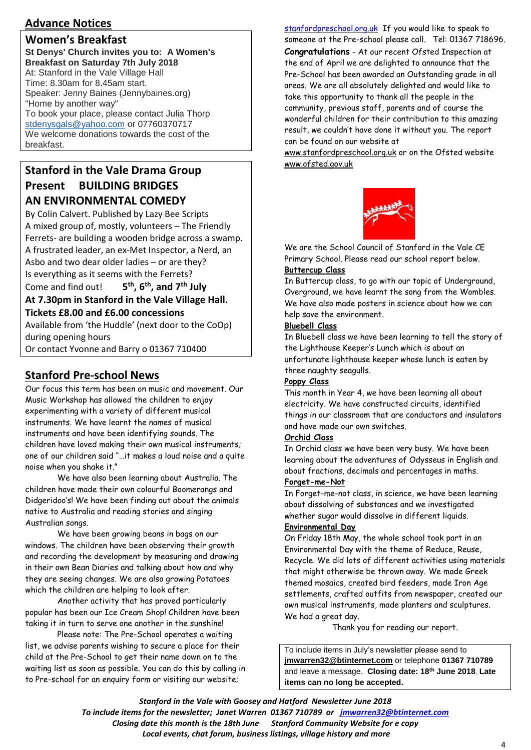## Advance Notices

### Women's Breakfast

**St Denys' Church invites you to: A Women's Breakfast on Saturday 7th July 2018**

At: Stanford in the Vale Village Hall

Time: 8.30am for 8.45am start.

Speaker: Jenny Baines (Jennybaines.org)

"Home by another way"

To book your place, please contact Julia Thorp stdenysgals@yahoo.com or 07760370717

We welcome donations towards the cost of the breakfast.

### Stanford in the Vale Drama Group Present BUILDING BRIDGES AN ENVIRONMENTAL COMEDY

By Colin Calvert. Published by Lazy Bee Scripts

A mixed group of, mostly, volunteers – The Friendly Ferrets- are building a wooden bridge across a swamp. A frustrated leader, an ex-Met Inspector, a Nerd, an Asbo and two dear older ladies – or are they?

Is everything as it seems with the Ferrets?

Come and find out! **5th, 6th, and 7th July**

**At 7.30pm in Stanford in the Vale Village Hall.**

**Tickets £8.00 and £6.00 concessions**

Available from 'the Huddle' (next door to the CoOp) during opening hours

Or contact Yvonne and Barry o 01367 710400

## Stanford Pre-school News

Our focus this term has been on music and movement. Our Music Workshop has allowed the children to enjoy experimenting with a variety of different musical instruments. We have learnt the names of musical instruments and have been identifying sounds. The children have loved making their own musical instruments; one of our children said "…it makes a loud noise and a quite noise when you shake it."

We have also been learning about Australia. The children have made their own colourful Boomerangs and Didgeridoo's! We have been finding out about the animals native to Australia and reading stories and singing Australian songs.

We have been growing beans in bags on our windows. The children have been observing their growth and recording the development by measuring and drawing in their own Bean Diaries and talking about how and why they are seeing changes. We are also growing Potatoes which the children are helping to look after.

Another activity that has proved particularly popular has been our Ice Cream Shop! Children have been taking it in turn to serve one another in the sunshine!

Please note: The Pre-School operates a waiting list, we advise parents wishing to secure a place for their child at the Pre-School to get their name down on to the waiting list as soon as possible. You can do this by calling in to Pre-school for an enquiry form or visiting our website; stanfordpreschool.org.uk If you would like to speak to someone at the Pre-school please call. Tel: 01367 718696.

**Congratulations** - At our recent Ofsted Inspection at the end of April we are delighted to announce that the Pre-School has been awarded an Outstanding grade in all areas. We are all absolutely delighted and would like to take this opportunity to thank all the people in the community, previous staff, parents and of course the wonderful children for their contribution to this amazing result, we couldn't have done it without you. The report can be found on our website at www.stanfordpreschool.org.uk or on the Ofsted website www.ofsted.gov.uk

We are the School Council of Stanford in the Vale CE Primary School. Please read our school report below.

**Buttercup Class**

In Buttercup class, to go with our topic of Underground, Overground, we have learnt the song from the Wombles. We have also made posters in science about how we can help save the environment.

**Bluebell Class**

In Bluebell class we have been learning to tell the story of the Lighthouse Keeper's Lunch which is about an unfortunate lighthouse keeper whose lunch is eaten by three naughty seagulls.

**Poppy Class**

This month in Year 4, we have been learning all about electricity. We have constructed circuits, identified things in our classroom that are conductors and insulators and have made our own switches.

**Orchid Class**

In Orchid class we have been very busy. We have been learning about the adventures of Odysseus in English and about fractions, decimals and percentages in maths.

**Forget-me-Not**

In Forget-me-not class, in science, we have been learning about dissolving of substances and we investigated whether sugar would dissolve in different liquids.

**Environmental Day**

On Friday 18th May, the whole school took part in an Environmental Day with the theme of Reduce, Reuse, Recycle. We did lots of different activities using materials that might otherwise be thrown away. We made Greek themed mosaics, created bird feeders, made Iron Age settlements, crafted outfits from newspaper, created our own musical instruments, made planters and sculptures. We had a great day.

Thank you for reading our report.

To include items in July's newsletter please send to **jmwarren32@btinternet.com** or telephone **01367 710789** and leave a message. **Closing date: 18th June 2018. Late items can no long be accepted.**

***Stanford in the Vale with Goosey and Hatford Newsletter June 2018***

***To include items for the newsletter; Janet Warren 01367 710789 or jmwarren32@btinternet.com***

***Closing date this month is the 18th June Stanford Community Website for e copy***

***Local events, chat forum, business listings, village history and more***